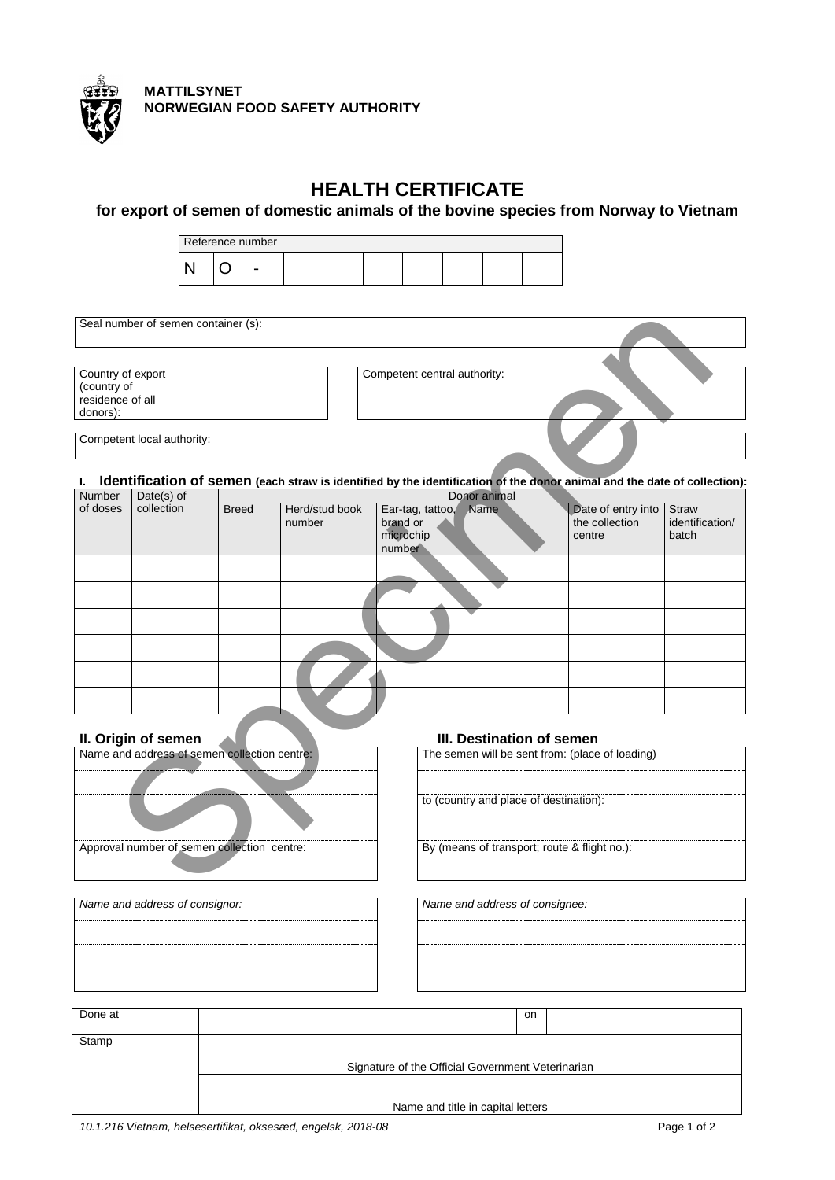**MATTILSYNET**
**NORWEGIAN FOOD SAFETY AUTHORITY**

# HEALTH CERTIFICATE

## for export of semen of domestic animals of the bovine species from Norway to Vietnam

| Reference number | | | | | | | | | |
|---|---|---|---|---|---|---|---|---|---|
| N | O | - | | | | | | | |

| Seal number of semen container (s): |
|---|

| Country of export (country of residence of all donors): | Competent central authority: |
|---|---|

| Competent local authority: |
|---|

## I. Identification of semen (each straw is identified by the identification of the donor animal and the date of collection):

| Number of doses | Date(s) of collection | Donor animal | | | | | |
|---|---|---|---|---|---|---|---|
| | | Breed | Herd/stud book number | Ear-tag, tattoo, brand or microchip number | Name | Date of entry into the collection centre | Straw identification/ batch |
| | | | | | | | |
| | | | | | | | |
| | | | | | | | |
| | | | | | | | |
| | | | | | | | |
| | | | | | | | |

## II. Origin of semen

| Name and address of semen collection centre: |
|---|
| |
| |
| |
| Approval number of semen collection centre: |

## III. Destination of semen

| The semen will be sent from: (place of loading) |
|---|
| |
| to (country and place of destination): |
| |
| By (means of transport; route & flight no.): |

| *Name and address of consignor:* |
|---|
| |
| |
| |

| *Name and address of consignee:* |
|---|
| |
| |
| |

| Done at | | on | |
|---|---|---|---|
| Stamp | Signature of the Official Government Veterinarian | | |
| | Name and title in capital letters | | |

*10.1.216 Vietnam, helsesertifikat, oksesæd, engelsk, 2018-08*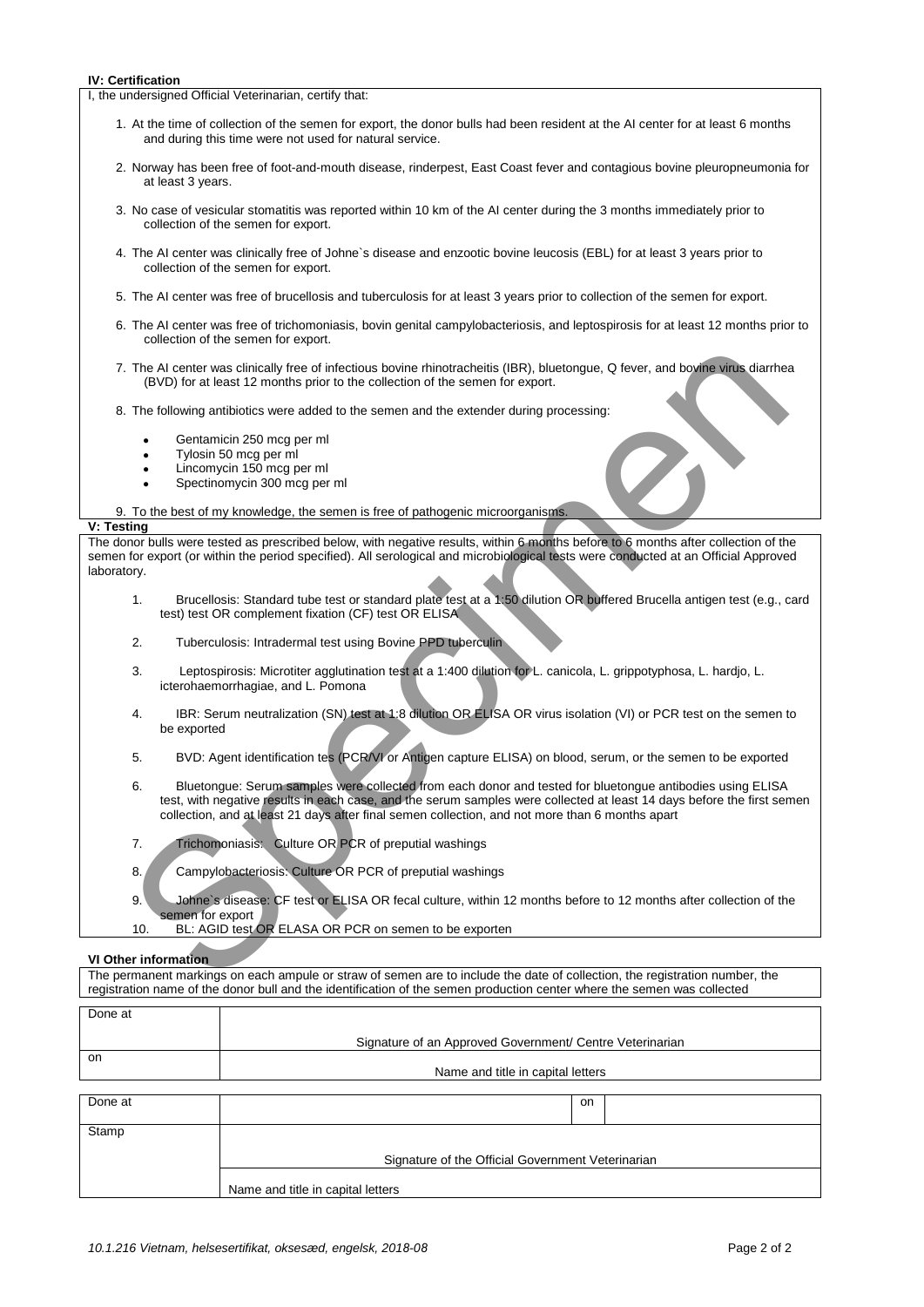**IV: Certification**

I, the undersigned Official Veterinarian, certify that:

1. At the time of collection of the semen for export, the donor bulls had been resident at the AI center for at least 6 months and during this time were not used for natural service.

2. Norway has been free of foot-and-mouth disease, rinderpest, East Coast fever and contagious bovine pleuropneumonia for at least 3 years.

3. No case of vesicular stomatitis was reported within 10 km of the AI center during the 3 months immediately prior to collection of the semen for export.

4. The AI center was clinically free of Johne`s disease and enzootic bovine leucosis (EBL) for at least 3 years prior to collection of the semen for export.

5. The AI center was free of brucellosis and tuberculosis for at least 3 years prior to collection of the semen for export.

6. The AI center was free of trichomoniasis, bovin genital campylobacteriosis, and leptospirosis for at least 12 months prior to collection of the semen for export.

7. The AI center was clinically free of infectious bovine rhinotracheitis (IBR), bluetongue, Q fever, and bovine virus diarrhea (BVD) for at least 12 months prior to the collection of the semen for export.

8. The following antibiotics were added to the semen and the extender during processing:

   - Gentamicin 250 mcg per ml
   - Tylosin 50 mcg per ml
   - Lincomycin 150 mcg per ml
   - Spectinomycin 300 mcg per ml

9. To the best of my knowledge, the semen is free of pathogenic microorganisms.

**V: Testing**

The donor bulls were tested as prescribed below, with negative results, within 6 months before to 6 months after collection of the semen for export (or within the period specified). All serological and microbiological tests were conducted at an Official Approved laboratory.

1. Brucellosis: Standard tube test or standard plate test at a 1:50 dilution OR buffered Brucella antigen test (e.g., card test) test OR complement fixation (CF) test OR ELISA

2. Tuberculosis: Intradermal test using Bovine PPD tuberculin

3. Leptospirosis: Microtiter agglutination test at a 1:400 dilution for L. canicola, L. grippotyphosa, L. hardjo, L. icterohaemorrhagiae, and L. Pomona

4. IBR: Serum neutralization (SN) test at 1:8 dilution OR ELISA OR virus isolation (VI) or PCR test on the semen to be exported

5. BVD: Agent identification tes (PCR/VI or Antigen capture ELISA) on blood, serum, or the semen to be exported

6. Bluetongue: Serum samples were collected from each donor and tested for bluetongue antibodies using ELISA test, with negative results in each case, and the serum samples were collected at least 14 days before the first semen collection, and at least 21 days after final semen collection, and not more than 6 months apart

7. Trichomoniasis: Culture OR PCR of preputial washings

8. Campylobacteriosis: Culture OR PCR of preputial washings

9. Johne`s disease: CF test or ELISA OR fecal culture, within 12 months before to 12 months after collection of the semen for export

10. BL: AGID test OR ELASA OR PCR on semen to be exporten

**VI Other information**

The permanent markings on each ampule or straw of semen are to include the date of collection, the registration number, the registration name of the donor bull and the identification of the semen production center where the semen was collected

| | |
|---|---|
| Done at | Signature of an Approved Government/ Centre Veterinarian |
| on | Name and title in capital letters |

| | | | |
|---|---|---|---|
| Done at | | on | |
| Stamp | Signature of the Official Government Veterinarian | | |
| | Name and title in capital letters | | |

*10.1.216 Vietnam, helsesertifikat, oksesæd, engelsk, 2018-08*